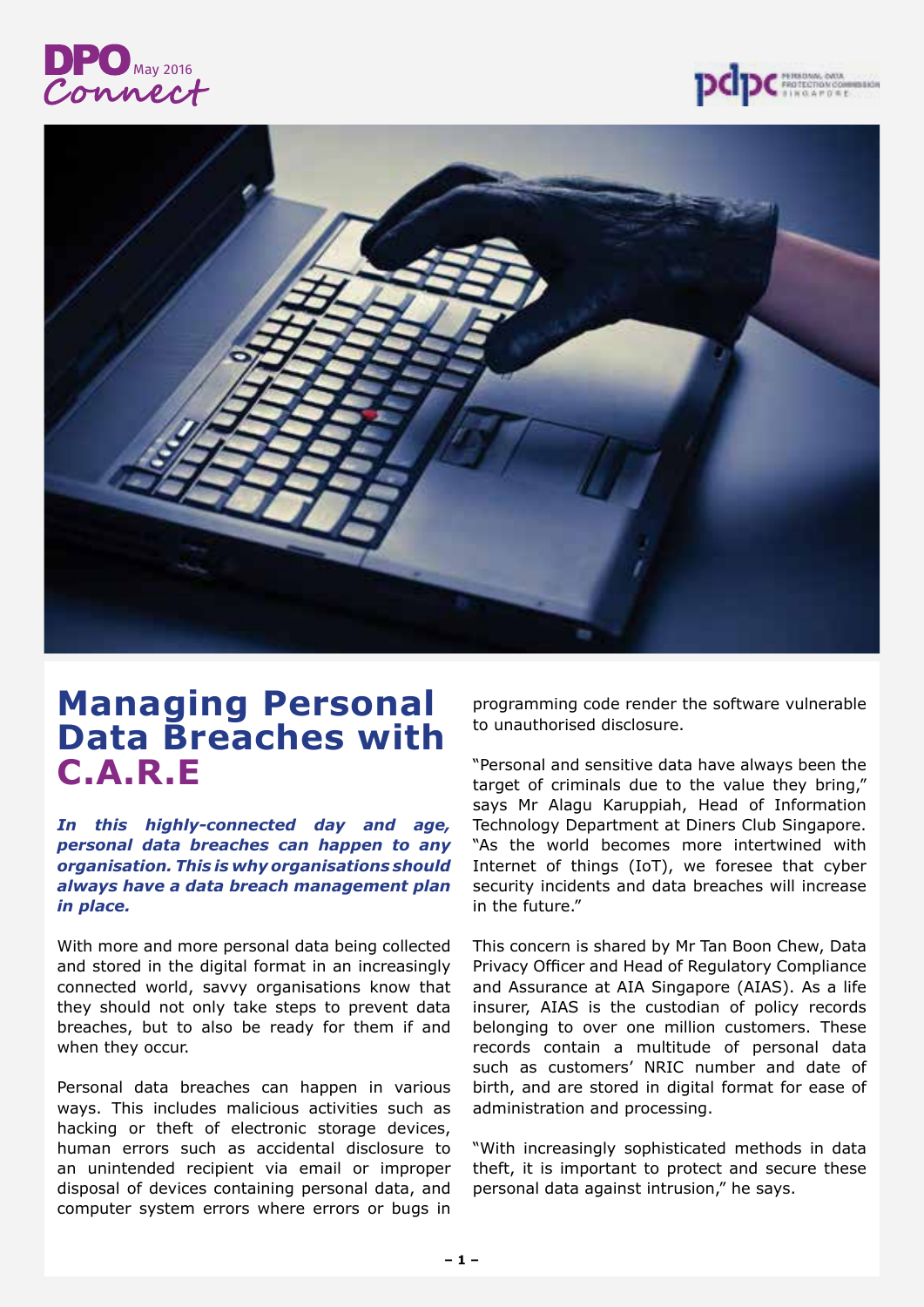# Managing Personal Data Breaches with C.A.R.E

***In this highly-connected day and age, personal data breaches can happen to any organisation. This is why organisations should always have a data breach management plan in place.***

With more and more personal data being collected and stored in the digital format in an increasingly connected world, savvy organisations know that they should not only take steps to prevent data breaches, but to also be ready for them if and when they occur.

Personal data breaches can happen in various ways. This includes malicious activities such as hacking or theft of electronic storage devices, human errors such as accidental disclosure to an unintended recipient via email or improper disposal of devices containing personal data, and computer system errors where errors or bugs in programming code render the software vulnerable to unauthorised disclosure.

"Personal and sensitive data have always been the target of criminals due to the value they bring," says Mr Alagu Karuppiah, Head of Information Technology Department at Diners Club Singapore. "As the world becomes more intertwined with Internet of things (IoT), we foresee that cyber security incidents and data breaches will increase in the future."

This concern is shared by Mr Tan Boon Chew, Data Privacy Officer and Head of Regulatory Compliance and Assurance at AIA Singapore (AIAS). As a life insurer, AIAS is the custodian of policy records belonging to over one million customers. These records contain a multitude of personal data such as customers' NRIC number and date of birth, and are stored in digital format for ease of administration and processing.

"With increasingly sophisticated methods in data theft, it is important to protect and secure these personal data against intrusion," he says.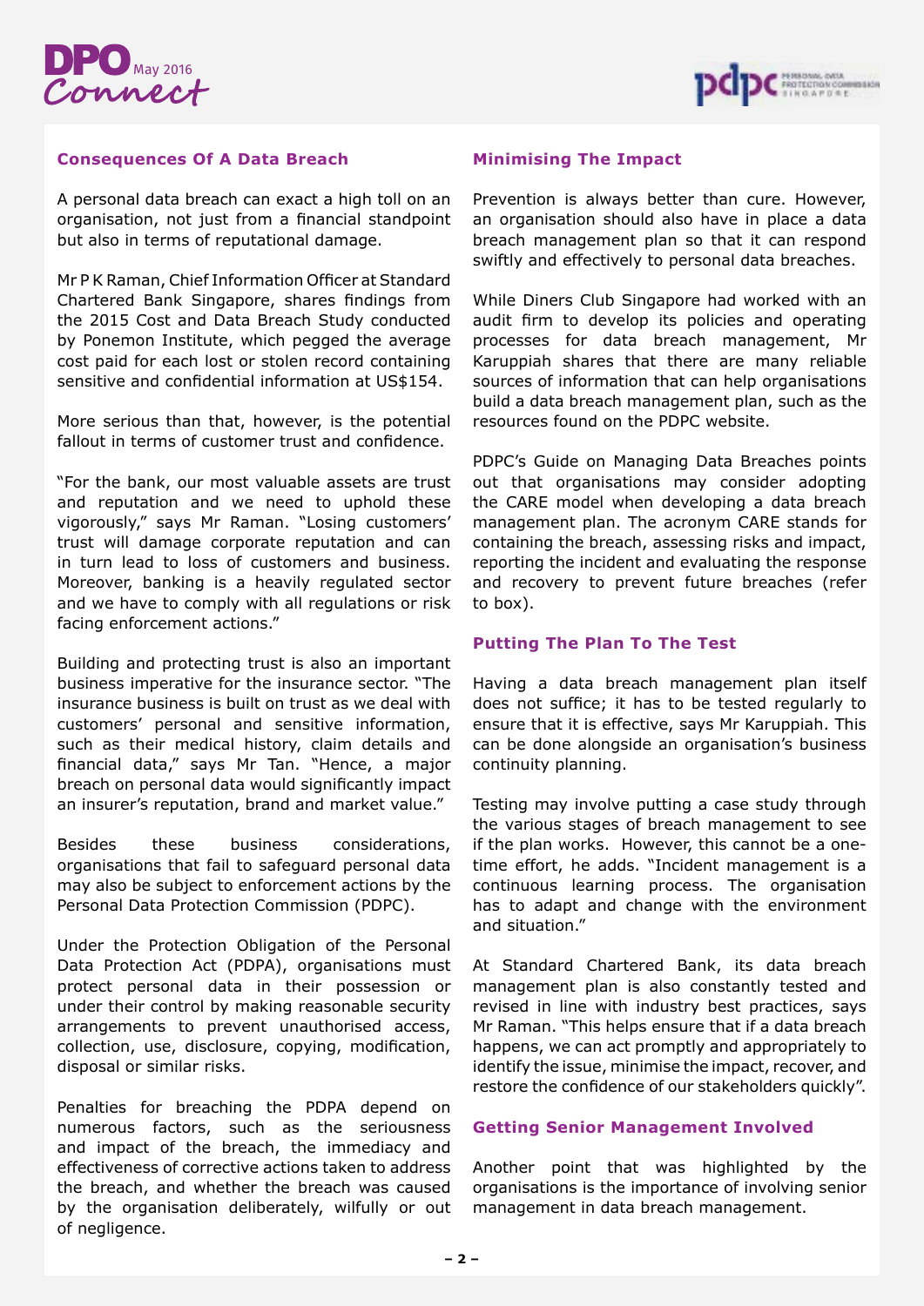## Consequences Of A Data Breach

A personal data breach can exact a high toll on an organisation, not just from a financial standpoint but also in terms of reputational damage.

Mr P K Raman, Chief Information Officer at Standard Chartered Bank Singapore, shares findings from the 2015 Cost and Data Breach Study conducted by Ponemon Institute, which pegged the average cost paid for each lost or stolen record containing sensitive and confidential information at US$154.

More serious than that, however, is the potential fallout in terms of customer trust and confidence.

"For the bank, our most valuable assets are trust and reputation and we need to uphold these vigorously," says Mr Raman. "Losing customers' trust will damage corporate reputation and can in turn lead to loss of customers and business. Moreover, banking is a heavily regulated sector and we have to comply with all regulations or risk facing enforcement actions."

Building and protecting trust is also an important business imperative for the insurance sector. "The insurance business is built on trust as we deal with customers' personal and sensitive information, such as their medical history, claim details and financial data," says Mr Tan. "Hence, a major breach on personal data would significantly impact an insurer's reputation, brand and market value."

Besides these business considerations, organisations that fail to safeguard personal data may also be subject to enforcement actions by the Personal Data Protection Commission (PDPC).

Under the Protection Obligation of the Personal Data Protection Act (PDPA), organisations must protect personal data in their possession or under their control by making reasonable security arrangements to prevent unauthorised access, collection, use, disclosure, copying, modification, disposal or similar risks.

Penalties for breaching the PDPA depend on numerous factors, such as the seriousness and impact of the breach, the immediacy and effectiveness of corrective actions taken to address the breach, and whether the breach was caused by the organisation deliberately, wilfully or out of negligence.

## Minimising The Impact

Prevention is always better than cure. However, an organisation should also have in place a data breach management plan so that it can respond swiftly and effectively to personal data breaches.

While Diners Club Singapore had worked with an audit firm to develop its policies and operating processes for data breach management, Mr Karuppiah shares that there are many reliable sources of information that can help organisations build a data breach management plan, such as the resources found on the PDPC website.

PDPC's Guide on Managing Data Breaches points out that organisations may consider adopting the CARE model when developing a data breach management plan. The acronym CARE stands for containing the breach, assessing risks and impact, reporting the incident and evaluating the response and recovery to prevent future breaches (refer to box).

## Putting The Plan To The Test

Having a data breach management plan itself does not suffice; it has to be tested regularly to ensure that it is effective, says Mr Karuppiah. This can be done alongside an organisation's business continuity planning.

Testing may involve putting a case study through the various stages of breach management to see if the plan works. However, this cannot be a one-time effort, he adds. "Incident management is a continuous learning process. The organisation has to adapt and change with the environment and situation."

At Standard Chartered Bank, its data breach management plan is also constantly tested and revised in line with industry best practices, says Mr Raman. "This helps ensure that if a data breach happens, we can act promptly and appropriately to identify the issue, minimise the impact, recover, and restore the confidence of our stakeholders quickly".

## Getting Senior Management Involved

Another point that was highlighted by the organisations is the importance of involving senior management in data breach management.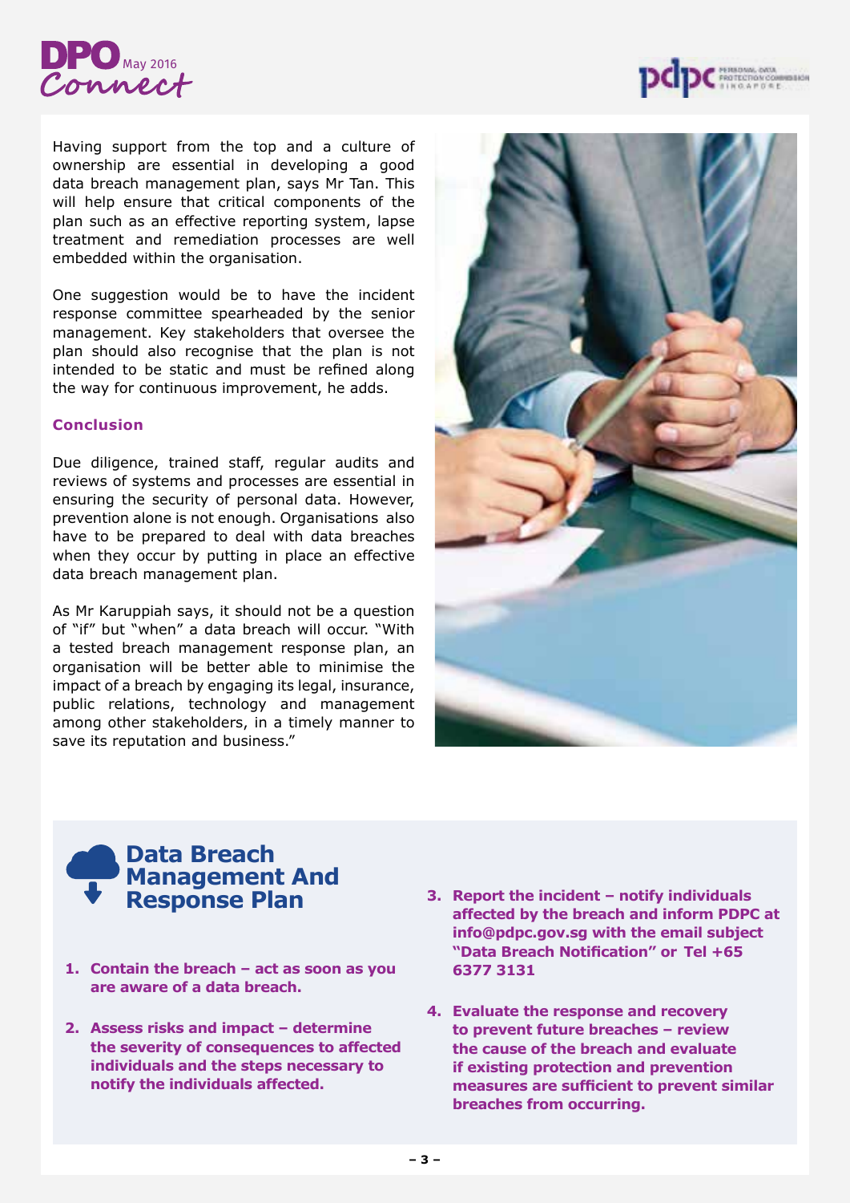Having support from the top and a culture of ownership are essential in developing a good data breach management plan, says Mr Tan. This will help ensure that critical components of the plan such as an effective reporting system, lapse treatment and remediation processes are well embedded within the organisation.

One suggestion would be to have the incident response committee spearheaded by the senior management. Key stakeholders that oversee the plan should also recognise that the plan is not intended to be static and must be refined along the way for continuous improvement, he adds.

### Conclusion

Due diligence, trained staff, regular audits and reviews of systems and processes are essential in ensuring the security of personal data. However, prevention alone is not enough. Organisations also have to be prepared to deal with data breaches when they occur by putting in place an effective data breach management plan.

As Mr Karuppiah says, it should not be a question of "if" but "when" a data breach will occur. "With a tested breach management response plan, an organisation will be better able to minimise the impact of a breach by engaging its legal, insurance, public relations, technology and management among other stakeholders, in a timely manner to save its reputation and business."

## Data Breach Management And Response Plan

1. **Contain the breach – act as soon as you are aware of a data breach.**
2. **Assess risks and impact – determine the severity of consequences to affected individuals and the steps necessary to notify the individuals affected.**
3. **Report the incident – notify individuals affected by the breach and inform PDPC at info@pdpc.gov.sg with the email subject "Data Breach Notification" or Tel +65 6377 3131**
4. **Evaluate the response and recovery to prevent future breaches – review the cause of the breach and evaluate if existing protection and prevention measures are sufficient to prevent similar breaches from occurring.**